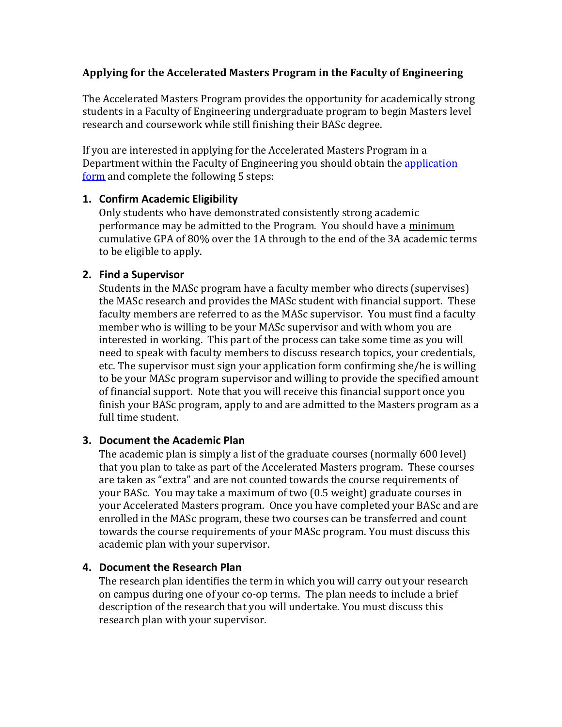# Applying for the Accelerated Masters Program in the Faculty of Engineering

The Accelerated Masters Program provides the opportunity for academically strong students in a Faculty of Engineering undergraduate program to begin Masters level research and coursework while still finishing their BASc degree.

If you are interested in applying for the Accelerated Masters Program in a Department within the Faculty of Engineering you should obtain the application form and complete the following 5 steps:

1. **Confirm Academic Eligibility**
   Only students who have demonstrated consistently strong academic performance may be admitted to the Program. You should have a minimum cumulative GPA of 80% over the 1A through to the end of the 3A academic terms to be eligible to apply.

2. **Find a Supervisor**
   Students in the MASc program have a faculty member who directs (supervises) the MASc research and provides the MASc student with financial support. These faculty members are referred to as the MASc supervisor. You must find a faculty member who is willing to be your MASc supervisor and with whom you are interested in working. This part of the process can take some time as you will need to speak with faculty members to discuss research topics, your credentials, etc. The supervisor must sign your application form confirming she/he is willing to be your MASc program supervisor and willing to provide the specified amount of financial support. Note that you will receive this financial support once you finish your BASc program, apply to and are admitted to the Masters program as a full time student.

3. **Document the Academic Plan**
   The academic plan is simply a list of the graduate courses (normally 600 level) that you plan to take as part of the Accelerated Masters program. These courses are taken as "extra" and are not counted towards the course requirements of your BASc. You may take a maximum of two (0.5 weight) graduate courses in your Accelerated Masters program. Once you have completed your BASc and are enrolled in the MASc program, these two courses can be transferred and count towards the course requirements of your MASc program. You must discuss this academic plan with your supervisor.

4. **Document the Research Plan**
   The research plan identifies the term in which you will carry out your research on campus during one of your co-op terms. The plan needs to include a brief description of the research that you will undertake. You must discuss this research plan with your supervisor.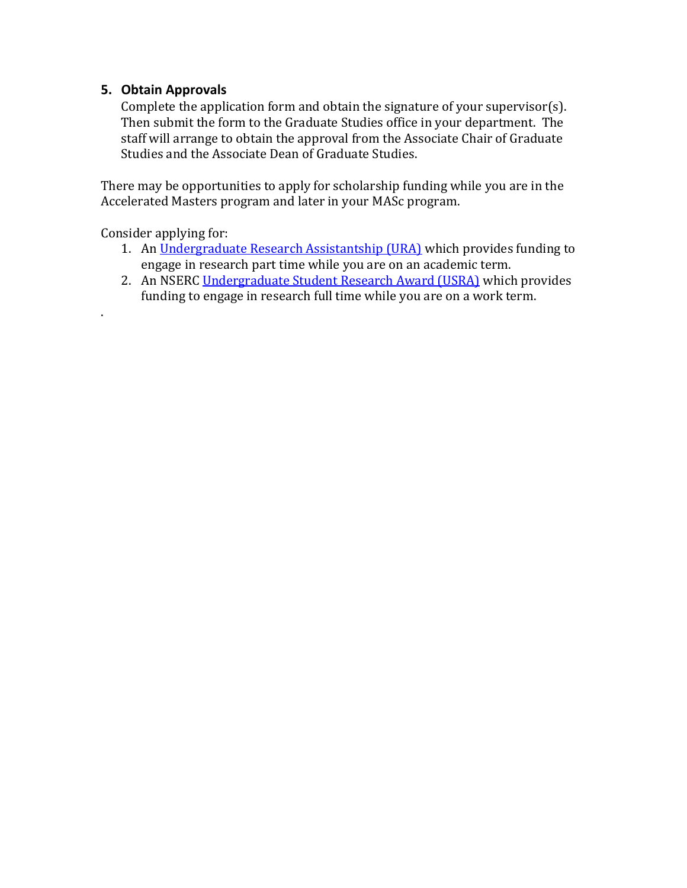5. **Obtain Approvals**

   Complete the application form and obtain the signature of your supervisor(s). Then submit the form to the Graduate Studies office in your department. The staff will arrange to obtain the approval from the Associate Chair of Graduate Studies and the Associate Dean of Graduate Studies.

There may be opportunities to apply for scholarship funding while you are in the Accelerated Masters program and later in your MASc program.

Consider applying for:

1. An Undergraduate Research Assistantship (URA) which provides funding to engage in research part time while you are on an academic term.
2. An NSERC Undergraduate Student Research Award (USRA) which provides funding to engage in research full time while you are on a work term.

.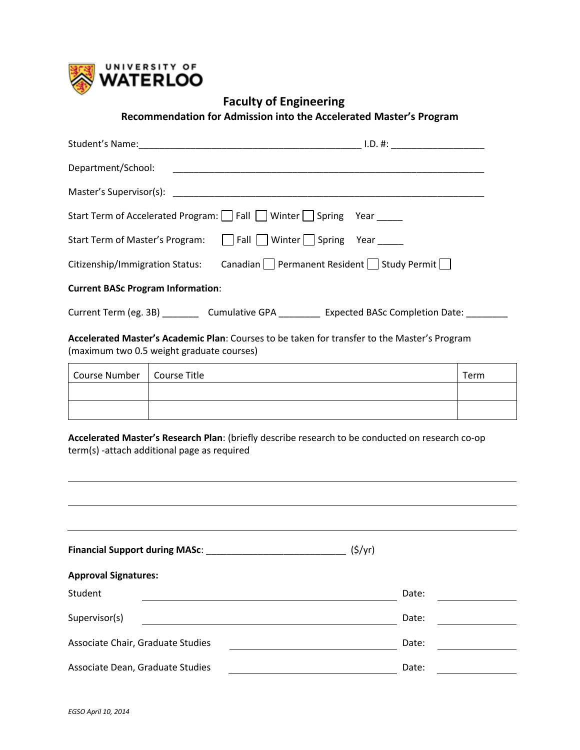UNIVERSITY OF WATERLOO

# Faculty of Engineering

## Recommendation for Admission into the Accelerated Master's Program

Student's Name:___________________________________________ I.D. #: __________________

Department/School: ______________________________________________________________

Master's Supervisor(s): ____________________________________________________________

Start Term of Accelerated Program: ☐ Fall ☐ Winter ☐ Spring Year _____

Start Term of Master's Program: ☐ Fall ☐ Winter ☐ Spring Year _____

Citizenship/Immigration Status: Canadian ☐ Permanent Resident ☐ Study Permit ☐

**Current BASc Program Information**:

Current Term (eg. 3B) _______ Cumulative GPA ________ Expected BASc Completion Date: ________

**Accelerated Master's Academic Plan**: Courses to be taken for transfer to the Master's Program (maximum two 0.5 weight graduate courses)

| Course Number | Course Title | Term |
|---|---|---|
| | | |
| | | |

**Accelerated Master's Research Plan**: (briefly describe research to be conducted on research co-op term(s) -attach additional page as required

______________________________________________________________________________

______________________________________________________________________________

______________________________________________________________________________

**Financial Support during MASc**: ___________________________ ($/yr)

**Approval Signatures:**

Student ______________________________________________ Date: ______________

Supervisor(s) ______________________________________________ Date: ______________

Associate Chair, Graduate Studies ________________________________ Date: ______________

Associate Dean, Graduate Studies ________________________________ Date: ______________

*EGSO April 10, 2014*